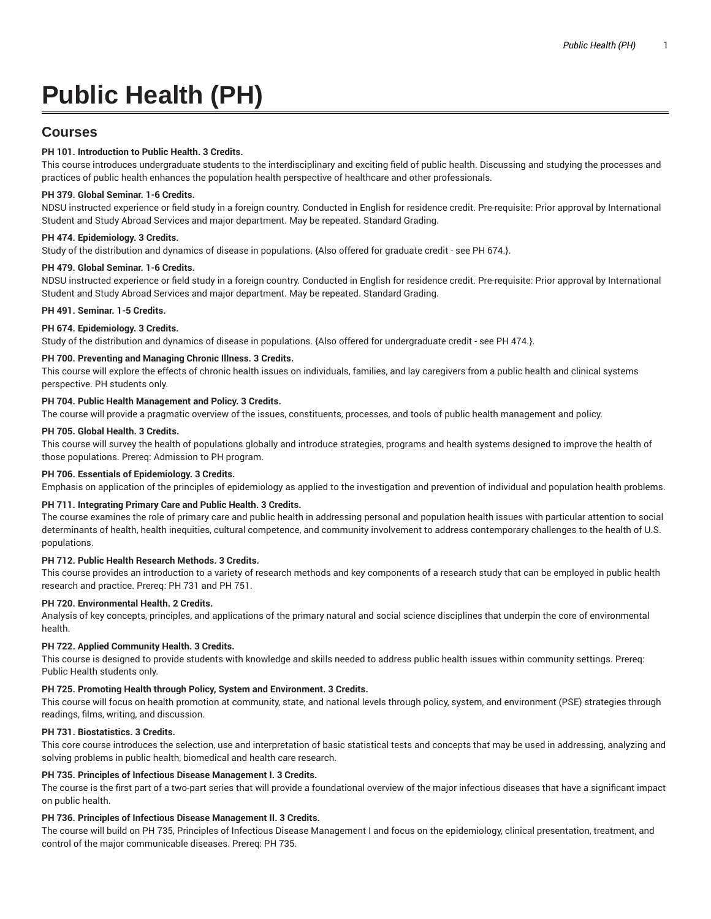# Public Health (PH)

## Courses

**PH 101. Introduction to Public Health. 3 Credits.**
This course introduces undergraduate students to the interdisciplinary and exciting field of public health. Discussing and studying the processes and practices of public health enhances the population health perspective of healthcare and other professionals.

**PH 379. Global Seminar. 1-6 Credits.**
NDSU instructed experience or field study in a foreign country. Conducted in English for residence credit. Pre-requisite: Prior approval by International Student and Study Abroad Services and major department. May be repeated. Standard Grading.

**PH 474. Epidemiology. 3 Credits.**
Study of the distribution and dynamics of disease in populations. {Also offered for graduate credit - see PH 674.}.

**PH 479. Global Seminar. 1-6 Credits.**
NDSU instructed experience or field study in a foreign country. Conducted in English for residence credit. Pre-requisite: Prior approval by International Student and Study Abroad Services and major department. May be repeated. Standard Grading.

**PH 491. Seminar. 1-5 Credits.**

**PH 674. Epidemiology. 3 Credits.**
Study of the distribution and dynamics of disease in populations. {Also offered for undergraduate credit - see PH 474.}.

**PH 700. Preventing and Managing Chronic Illness. 3 Credits.**
This course will explore the effects of chronic health issues on individuals, families, and lay caregivers from a public health and clinical systems perspective. PH students only.

**PH 704. Public Health Management and Policy. 3 Credits.**
The course will provide a pragmatic overview of the issues, constituents, processes, and tools of public health management and policy.

**PH 705. Global Health. 3 Credits.**
This course will survey the health of populations globally and introduce strategies, programs and health systems designed to improve the health of those populations. Prereq: Admission to PH program.

**PH 706. Essentials of Epidemiology. 3 Credits.**
Emphasis on application of the principles of epidemiology as applied to the investigation and prevention of individual and population health problems.

**PH 711. Integrating Primary Care and Public Health. 3 Credits.**
The course examines the role of primary care and public health in addressing personal and population health issues with particular attention to social determinants of health, health inequities, cultural competence, and community involvement to address contemporary challenges to the health of U.S. populations.

**PH 712. Public Health Research Methods. 3 Credits.**
This course provides an introduction to a variety of research methods and key components of a research study that can be employed in public health research and practice. Prereq: PH 731 and PH 751.

**PH 720. Environmental Health. 2 Credits.**
Analysis of key concepts, principles, and applications of the primary natural and social science disciplines that underpin the core of environmental health.

**PH 722. Applied Community Health. 3 Credits.**
This course is designed to provide students with knowledge and skills needed to address public health issues within community settings. Prereq: Public Health students only.

**PH 725. Promoting Health through Policy, System and Environment. 3 Credits.**
This course will focus on health promotion at community, state, and national levels through policy, system, and environment (PSE) strategies through readings, films, writing, and discussion.

**PH 731. Biostatistics. 3 Credits.**
This core course introduces the selection, use and interpretation of basic statistical tests and concepts that may be used in addressing, analyzing and solving problems in public health, biomedical and health care research.

**PH 735. Principles of Infectious Disease Management I. 3 Credits.**
The course is the first part of a two-part series that will provide a foundational overview of the major infectious diseases that have a significant impact on public health.

**PH 736. Principles of Infectious Disease Management II. 3 Credits.**
The course will build on PH 735, Principles of Infectious Disease Management I and focus on the epidemiology, clinical presentation, treatment, and control of the major communicable diseases. Prereq: PH 735.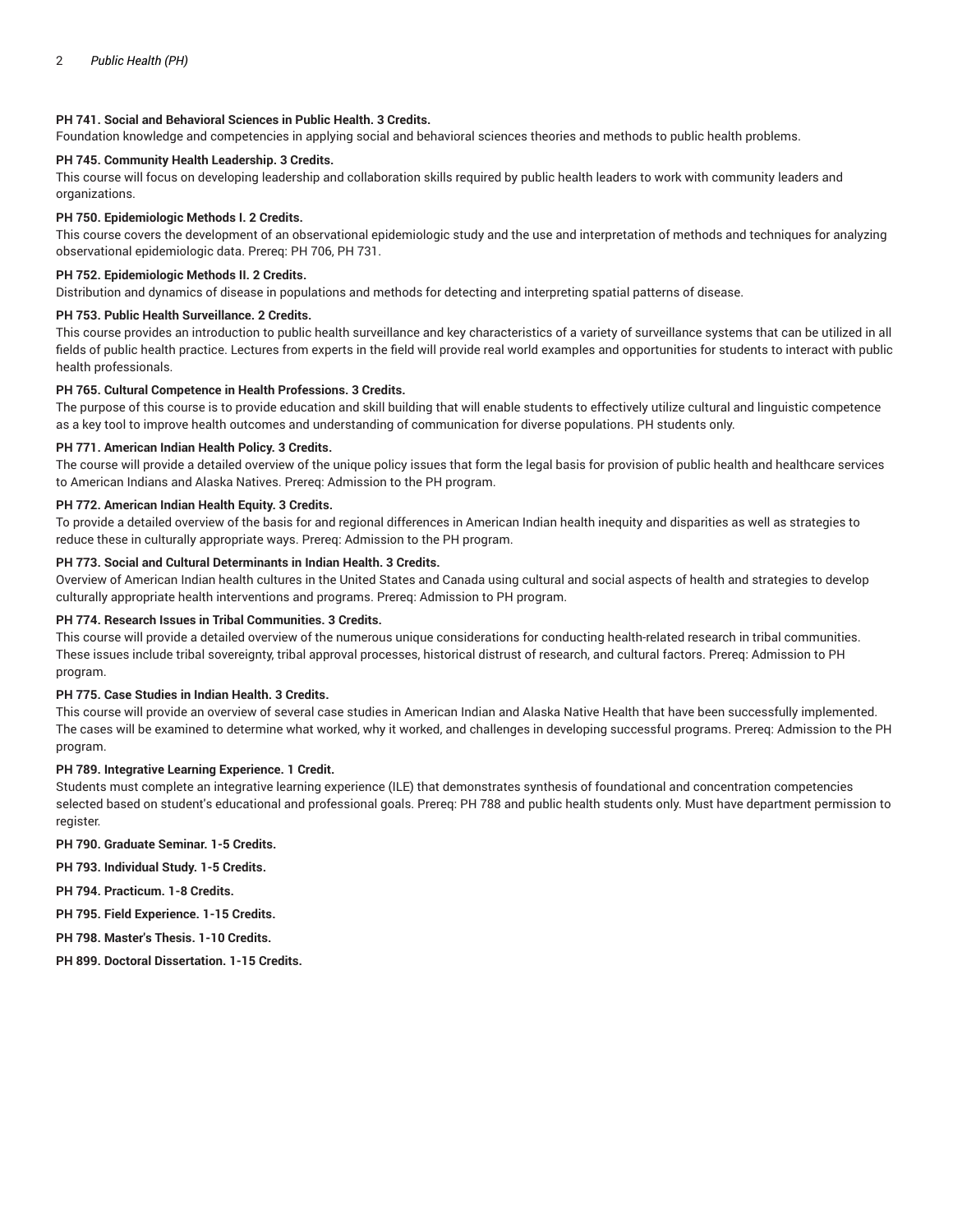**PH 741. Social and Behavioral Sciences in Public Health. 3 Credits.**

Foundation knowledge and competencies in applying social and behavioral sciences theories and methods to public health problems.

**PH 745. Community Health Leadership. 3 Credits.**

This course will focus on developing leadership and collaboration skills required by public health leaders to work with community leaders and organizations.

**PH 750. Epidemiologic Methods I. 2 Credits.**

This course covers the development of an observational epidemiologic study and the use and interpretation of methods and techniques for analyzing observational epidemiologic data. Prereq: PH 706, PH 731.

**PH 752. Epidemiologic Methods II. 2 Credits.**

Distribution and dynamics of disease in populations and methods for detecting and interpreting spatial patterns of disease.

**PH 753. Public Health Surveillance. 2 Credits.**

This course provides an introduction to public health surveillance and key characteristics of a variety of surveillance systems that can be utilized in all fields of public health practice. Lectures from experts in the field will provide real world examples and opportunities for students to interact with public health professionals.

**PH 765. Cultural Competence in Health Professions. 3 Credits.**

The purpose of this course is to provide education and skill building that will enable students to effectively utilize cultural and linguistic competence as a key tool to improve health outcomes and understanding of communication for diverse populations. PH students only.

**PH 771. American Indian Health Policy. 3 Credits.**

The course will provide a detailed overview of the unique policy issues that form the legal basis for provision of public health and healthcare services to American Indians and Alaska Natives. Prereq: Admission to the PH program.

**PH 772. American Indian Health Equity. 3 Credits.**

To provide a detailed overview of the basis for and regional differences in American Indian health inequity and disparities as well as strategies to reduce these in culturally appropriate ways. Prereq: Admission to the PH program.

**PH 773. Social and Cultural Determinants in Indian Health. 3 Credits.**

Overview of American Indian health cultures in the United States and Canada using cultural and social aspects of health and strategies to develop culturally appropriate health interventions and programs. Prereq: Admission to PH program.

**PH 774. Research Issues in Tribal Communities. 3 Credits.**

This course will provide a detailed overview of the numerous unique considerations for conducting health-related research in tribal communities. These issues include tribal sovereignty, tribal approval processes, historical distrust of research, and cultural factors. Prereq: Admission to PH program.

**PH 775. Case Studies in Indian Health. 3 Credits.**

This course will provide an overview of several case studies in American Indian and Alaska Native Health that have been successfully implemented. The cases will be examined to determine what worked, why it worked, and challenges in developing successful programs. Prereq: Admission to the PH program.

**PH 789. Integrative Learning Experience. 1 Credit.**

Students must complete an integrative learning experience (ILE) that demonstrates synthesis of foundational and concentration competencies selected based on student's educational and professional goals. Prereq: PH 788 and public health students only. Must have department permission to register.

**PH 790. Graduate Seminar. 1-5 Credits.**

**PH 793. Individual Study. 1-5 Credits.**

**PH 794. Practicum. 1-8 Credits.**

**PH 795. Field Experience. 1-15 Credits.**

**PH 798. Master's Thesis. 1-10 Credits.**

**PH 899. Doctoral Dissertation. 1-15 Credits.**